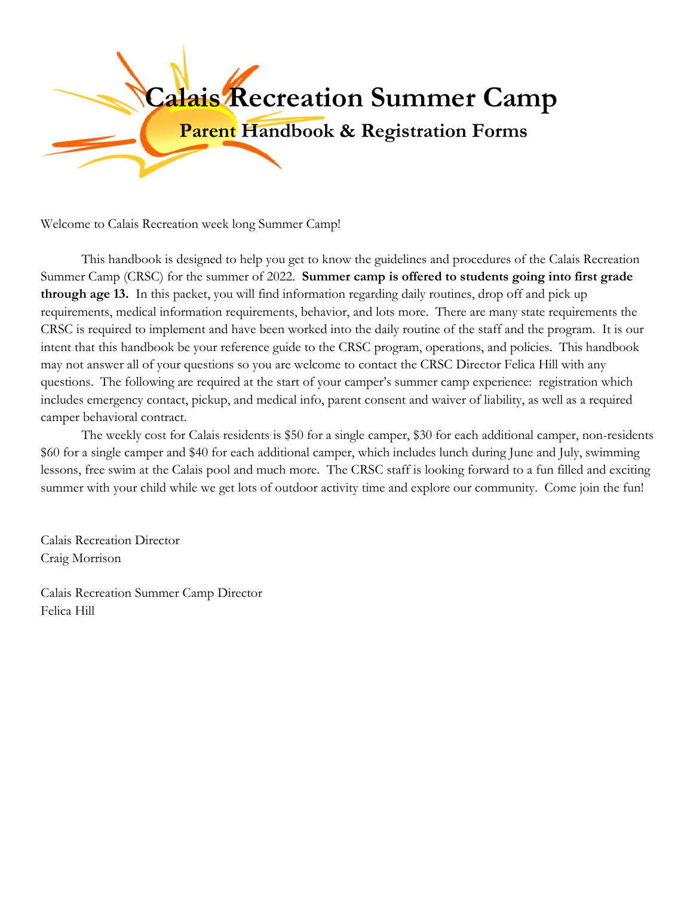# Calais Recreation Summer Camp

## Parent Handbook & Registration Forms

Welcome to Calais Recreation week long Summer Camp!

This handbook is designed to help you get to know the guidelines and procedures of the Calais Recreation Summer Camp (CRSC) for the summer of 2022. **Summer camp is offered to students going into first grade through age 13.** In this packet, you will find information regarding daily routines, drop off and pick up requirements, medical information requirements, behavior, and lots more. There are many state requirements the CRSC is required to implement and have been worked into the daily routine of the staff and the program. It is our intent that this handbook be your reference guide to the CRSC program, operations, and policies. This handbook may not answer all of your questions so you are welcome to contact the CRSC Director Felica Hill with any questions. The following are required at the start of your camper's summer camp experience: registration which includes emergency contact, pickup, and medical info, parent consent and waiver of liability, as well as a required camper behavioral contract.

The weekly cost for Calais residents is $50 for a single camper, $30 for each additional camper, non-residents $60 for a single camper and $40 for each additional camper, which includes lunch during June and July, swimming lessons, free swim at the Calais pool and much more. The CRSC staff is looking forward to a fun filled and exciting summer with your child while we get lots of outdoor activity time and explore our community. Come join the fun!

Calais Recreation Director
Craig Morrison

Calais Recreation Summer Camp Director
Felica Hill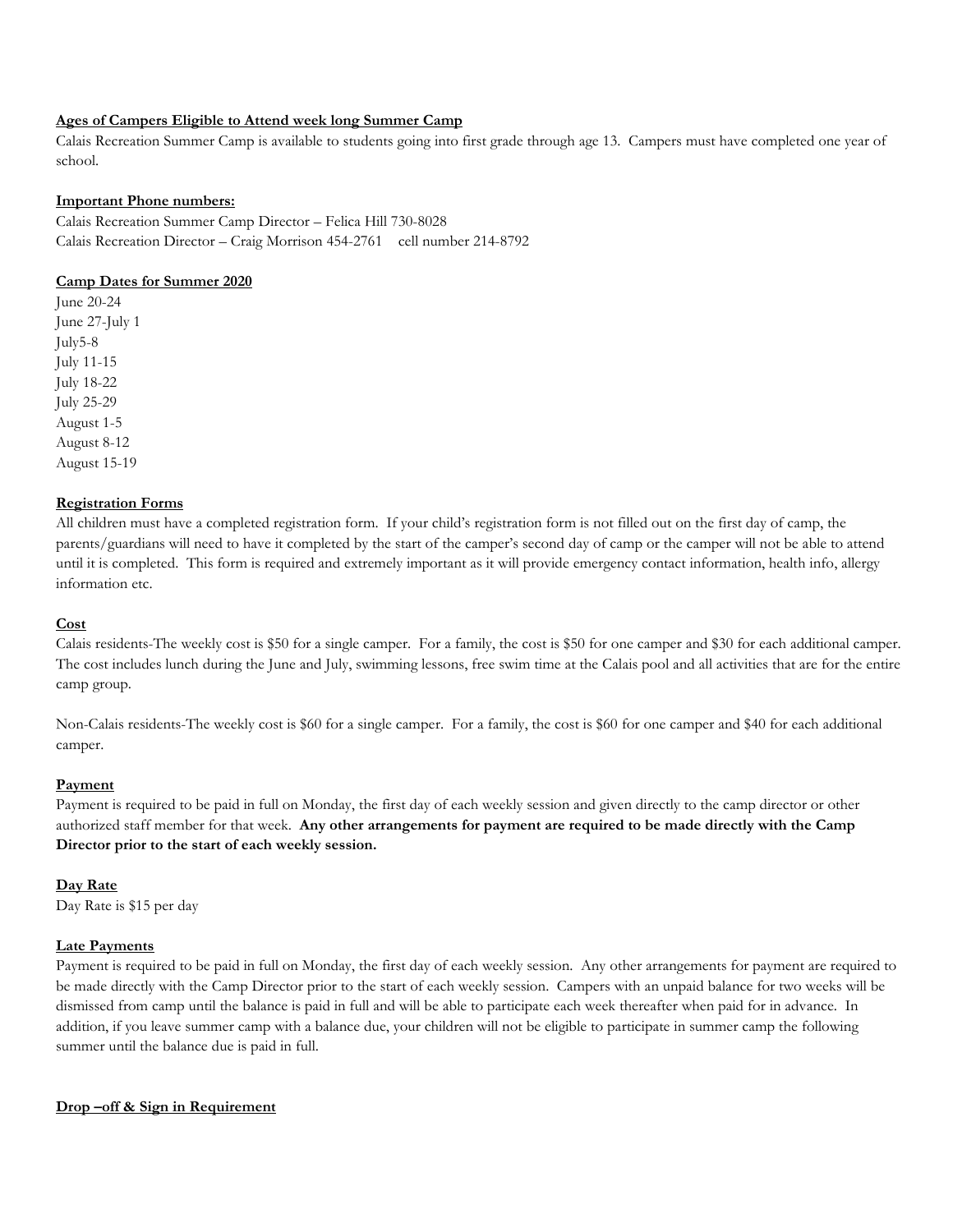**Ages of Campers Eligible to Attend week long Summer Camp**

Calais Recreation Summer Camp is available to students going into first grade through age 13. Campers must have completed one year of school.

**Important Phone numbers:**

Calais Recreation Summer Camp Director – Felica Hill 730-8028
Calais Recreation Director – Craig Morrison 454-2761 cell number 214-8792

**Camp Dates for Summer 2020**

June 20-24
June 27-July 1
July5-8
July 11-15
July 18-22
July 25-29
August 1-5
August 8-12
August 15-19

**Registration Forms**

All children must have a completed registration form. If your child's registration form is not filled out on the first day of camp, the parents/guardians will need to have it completed by the start of the camper's second day of camp or the camper will not be able to attend until it is completed. This form is required and extremely important as it will provide emergency contact information, health info, allergy information etc.

**Cost**

Calais residents-The weekly cost is $50 for a single camper. For a family, the cost is $50 for one camper and $30 for each additional camper. The cost includes lunch during the June and July, swimming lessons, free swim time at the Calais pool and all activities that are for the entire camp group.

Non-Calais residents-The weekly cost is $60 for a single camper. For a family, the cost is $60 for one camper and $40 for each additional camper.

**Payment**

Payment is required to be paid in full on Monday, the first day of each weekly session and given directly to the camp director or other authorized staff member for that week. **Any other arrangements for payment are required to be made directly with the Camp Director prior to the start of each weekly session.**

**Day Rate**

Day Rate is $15 per day

**Late Payments**

Payment is required to be paid in full on Monday, the first day of each weekly session. Any other arrangements for payment are required to be made directly with the Camp Director prior to the start of each weekly session. Campers with an unpaid balance for two weeks will be dismissed from camp until the balance is paid in full and will be able to participate each week thereafter when paid for in advance. In addition, if you leave summer camp with a balance due, your children will not be eligible to participate in summer camp the following summer until the balance due is paid in full.

**Drop –off & Sign in Requirement**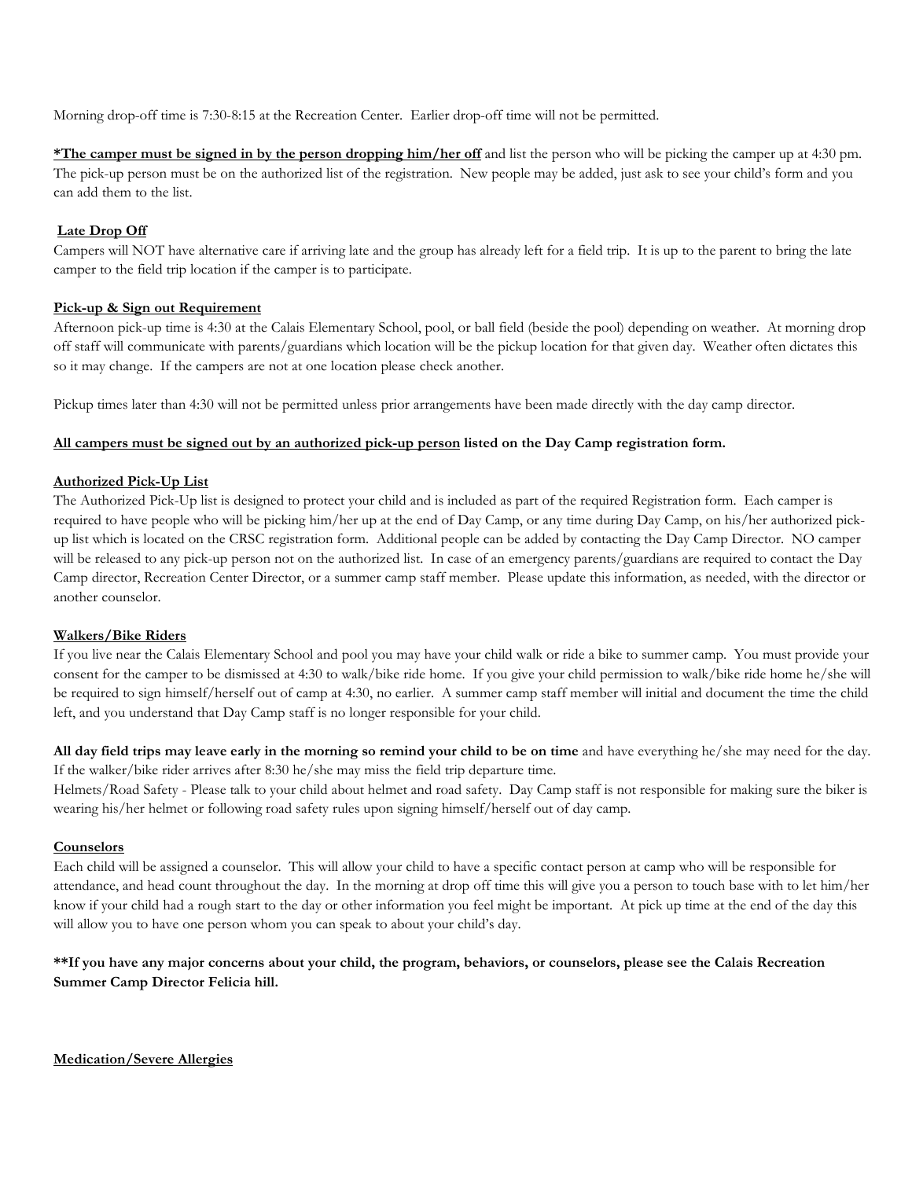Morning drop-off time is 7:30-8:15 at the Recreation Center. Earlier drop-off time will not be permitted.

**<u>*The camper must be signed in by the person dropping him/her off</u>** and list the person who will be picking the camper up at 4:30 pm. The pick-up person must be on the authorized list of the registration. New people may be added, just ask to see your child's form and you can add them to the list.

**<u>Late Drop Off</u>**

Campers will NOT have alternative care if arriving late and the group has already left for a field trip. It is up to the parent to bring the late camper to the field trip location if the camper is to participate.

**<u>Pick-up & Sign out Requirement</u>**

Afternoon pick-up time is 4:30 at the Calais Elementary School, pool, or ball field (beside the pool) depending on weather. At morning drop off staff will communicate with parents/guardians which location will be the pickup location for that given day. Weather often dictates this so it may change. If the campers are not at one location please check another.

Pickup times later than 4:30 will not be permitted unless prior arrangements have been made directly with the day camp director.

**<u>All campers must be signed out by an authorized pick-up person</u> listed on the Day Camp registration form.**

**<u>Authorized Pick-Up List</u>**

The Authorized Pick-Up list is designed to protect your child and is included as part of the required Registration form. Each camper is required to have people who will be picking him/her up at the end of Day Camp, or any time during Day Camp, on his/her authorized pick-up list which is located on the CRSC registration form. Additional people can be added by contacting the Day Camp Director. NO camper will be released to any pick-up person not on the authorized list. In case of an emergency parents/guardians are required to contact the Day Camp director, Recreation Center Director, or a summer camp staff member. Please update this information, as needed, with the director or another counselor.

**<u>Walkers/Bike Riders</u>**

If you live near the Calais Elementary School and pool you may have your child walk or ride a bike to summer camp. You must provide your consent for the camper to be dismissed at 4:30 to walk/bike ride home. If you give your child permission to walk/bike ride home he/she will be required to sign himself/herself out of camp at 4:30, no earlier. A summer camp staff member will initial and document the time the child left, and you understand that Day Camp staff is no longer responsible for your child.

**All day field trips may leave early in the morning so remind your child to be on time** and have everything he/she may need for the day. If the walker/bike rider arrives after 8:30 he/she may miss the field trip departure time.

Helmets/Road Safety - Please talk to your child about helmet and road safety. Day Camp staff is not responsible for making sure the biker is wearing his/her helmet or following road safety rules upon signing himself/herself out of day camp.

**<u>Counselors</u>**

Each child will be assigned a counselor. This will allow your child to have a specific contact person at camp who will be responsible for attendance, and head count throughout the day. In the morning at drop off time this will give you a person to touch base with to let him/her know if your child had a rough start to the day or other information you feel might be important. At pick up time at the end of the day this will allow you to have one person whom you can speak to about your child's day.

**\*\*If you have any major concerns about your child, the program, behaviors, or counselors, please see the Calais Recreation Summer Camp Director Felicia hill.**

**<u>Medication/Severe Allergies</u>**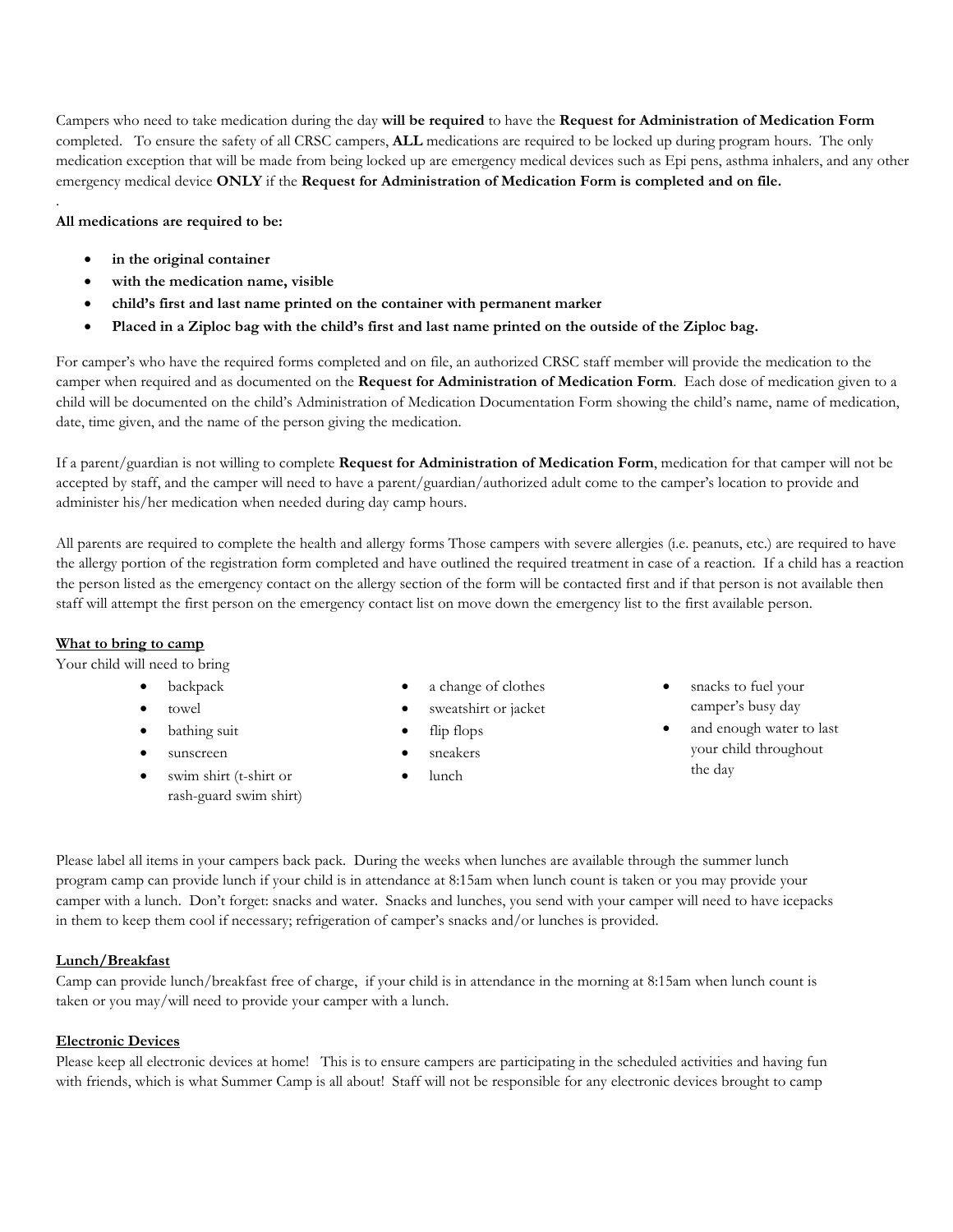Campers who need to take medication during the day **will be required** to have the **Request for Administration of Medication Form** completed. To ensure the safety of all CRSC campers, **ALL** medications are required to be locked up during program hours. The only medication exception that will be made from being locked up are emergency medical devices such as Epi pens, asthma inhalers, and any other emergency medical device **ONLY** if the **Request for Administration of Medication Form is completed and on file.**

.

**All medications are required to be:**

- **in the original container**
- **with the medication name, visible**
- **child's first and last name printed on the container with permanent marker**
- **Placed in a Ziploc bag with the child's first and last name printed on the outside of the Ziploc bag.**

For camper's who have the required forms completed and on file, an authorized CRSC staff member will provide the medication to the camper when required and as documented on the **Request for Administration of Medication Form**. Each dose of medication given to a child will be documented on the child's Administration of Medication Documentation Form showing the child's name, name of medication, date, time given, and the name of the person giving the medication.

If a parent/guardian is not willing to complete **Request for Administration of Medication Form**, medication for that camper will not be accepted by staff, and the camper will need to have a parent/guardian/authorized adult come to the camper's location to provide and administer his/her medication when needed during day camp hours.

All parents are required to complete the health and allergy forms Those campers with severe allergies (i.e. peanuts, etc.) are required to have the allergy portion of the registration form completed and have outlined the required treatment in case of a reaction. If a child has a reaction the person listed as the emergency contact on the allergy section of the form will be contacted first and if that person is not available then staff will attempt the first person on the emergency contact list on move down the emergency list to the first available person.

**What to bring to camp**

Your child will need to bring

- backpack
- towel
- bathing suit
- sunscreen
- swim shirt (t-shirt or rash-guard swim shirt)
- a change of clothes
- sweatshirt or jacket
- flip flops
- sneakers
- lunch
- snacks to fuel your camper's busy day
- and enough water to last your child throughout the day

Please label all items in your campers back pack. During the weeks when lunches are available through the summer lunch program camp can provide lunch if your child is in attendance at 8:15am when lunch count is taken or you may provide your camper with a lunch. Don't forget: snacks and water. Snacks and lunches, you send with your camper will need to have icepacks in them to keep them cool if necessary; refrigeration of camper's snacks and/or lunches is provided.

**Lunch/Breakfast**

Camp can provide lunch/breakfast free of charge, if your child is in attendance in the morning at 8:15am when lunch count is taken or you may/will need to provide your camper with a lunch.

**Electronic Devices**

Please keep all electronic devices at home! This is to ensure campers are participating in the scheduled activities and having fun with friends, which is what Summer Camp is all about! Staff will not be responsible for any electronic devices brought to camp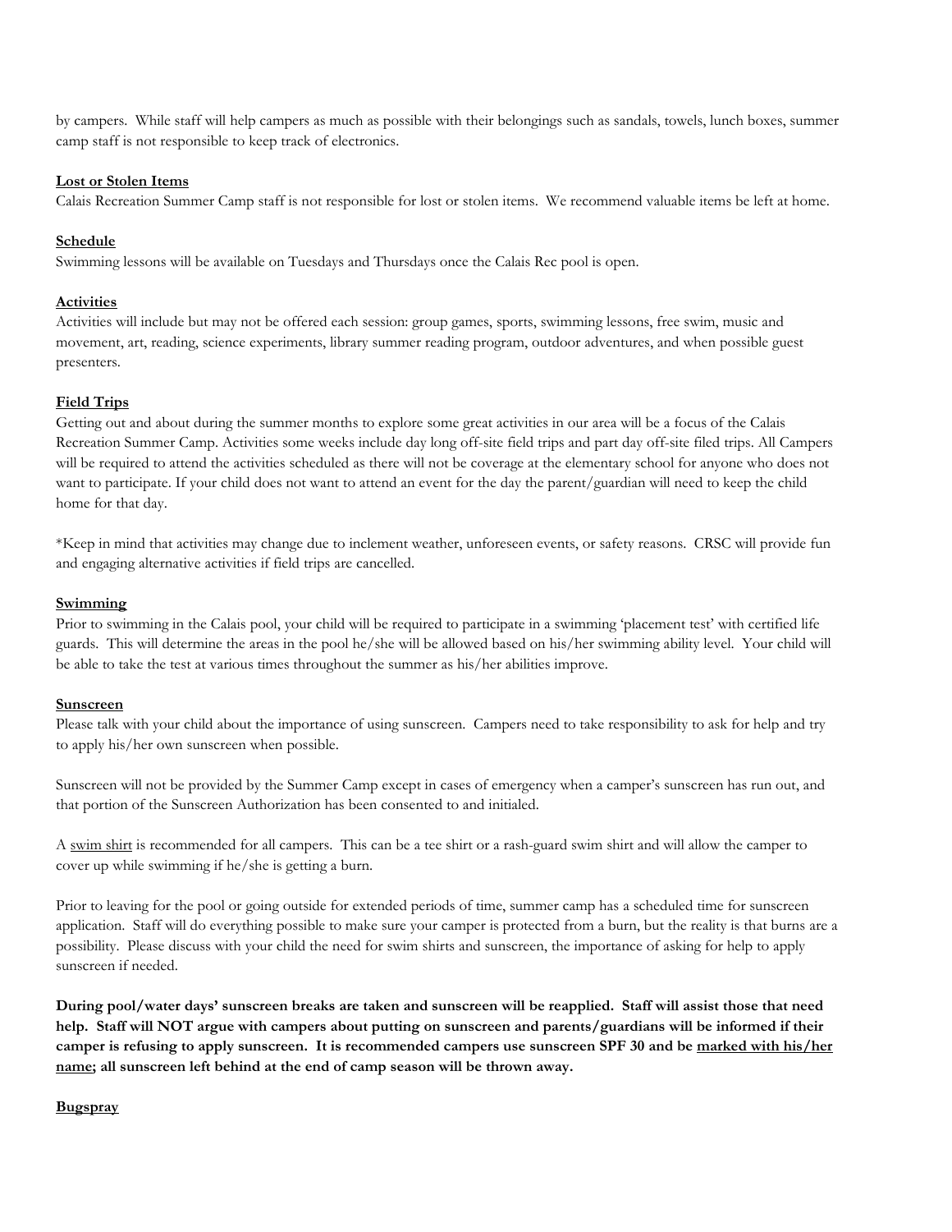by campers. While staff will help campers as much as possible with their belongings such as sandals, towels, lunch boxes, summer camp staff is not responsible to keep track of electronics.

**Lost or Stolen Items**

Calais Recreation Summer Camp staff is not responsible for lost or stolen items. We recommend valuable items be left at home.

**Schedule**

Swimming lessons will be available on Tuesdays and Thursdays once the Calais Rec pool is open.

**Activities**

Activities will include but may not be offered each session: group games, sports, swimming lessons, free swim, music and movement, art, reading, science experiments, library summer reading program, outdoor adventures, and when possible guest presenters.

**Field Trips**

Getting out and about during the summer months to explore some great activities in our area will be a focus of the Calais Recreation Summer Camp. Activities some weeks include day long off-site field trips and part day off-site filed trips. All Campers will be required to attend the activities scheduled as there will not be coverage at the elementary school for anyone who does not want to participate. If your child does not want to attend an event for the day the parent/guardian will need to keep the child home for that day.

*Keep in mind that activities may change due to inclement weather, unforeseen events, or safety reasons. CRSC will provide fun and engaging alternative activities if field trips are cancelled.

**Swimming**

Prior to swimming in the Calais pool, your child will be required to participate in a swimming 'placement test' with certified life guards. This will determine the areas in the pool he/she will be allowed based on his/her swimming ability level. Your child will be able to take the test at various times throughout the summer as his/her abilities improve.

**Sunscreen**

Please talk with your child about the importance of using sunscreen. Campers need to take responsibility to ask for help and try to apply his/her own sunscreen when possible.

Sunscreen will not be provided by the Summer Camp except in cases of emergency when a camper's sunscreen has run out, and that portion of the Sunscreen Authorization has been consented to and initialed.

A swim shirt is recommended for all campers. This can be a tee shirt or a rash-guard swim shirt and will allow the camper to cover up while swimming if he/she is getting a burn.

Prior to leaving for the pool or going outside for extended periods of time, summer camp has a scheduled time for sunscreen application. Staff will do everything possible to make sure your camper is protected from a burn, but the reality is that burns are a possibility. Please discuss with your child the need for swim shirts and sunscreen, the importance of asking for help to apply sunscreen if needed.

**During pool/water days' sunscreen breaks are taken and sunscreen will be reapplied. Staff will assist those that need help. Staff will NOT argue with campers about putting on sunscreen and parents/guardians will be informed if their camper is refusing to apply sunscreen. It is recommended campers use sunscreen SPF 30 and be marked with his/her name; all sunscreen left behind at the end of camp season will be thrown away.**

**Bugspray**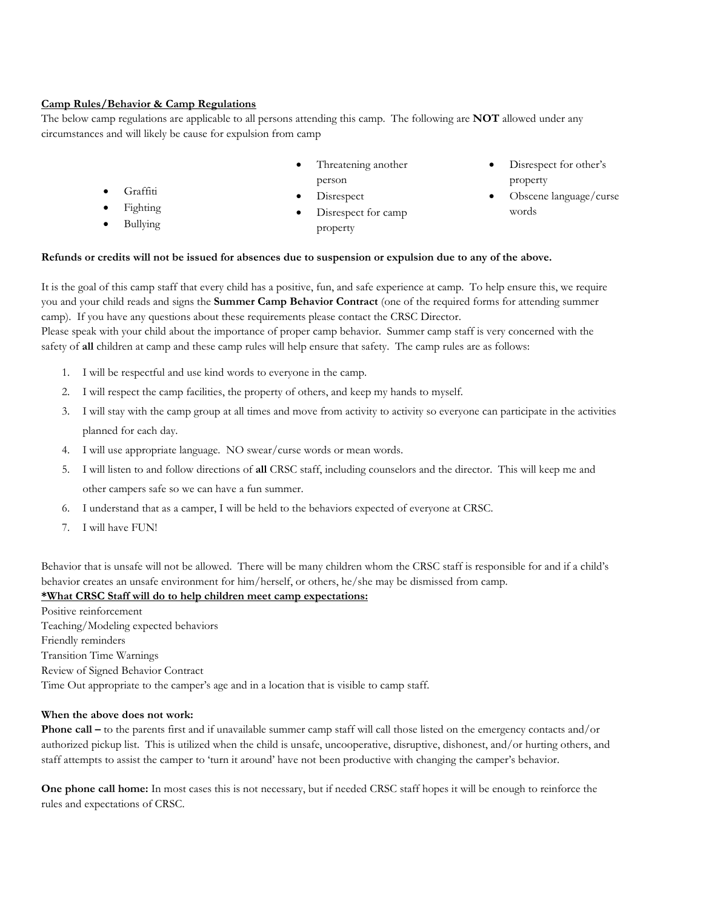**Camp Rules/Behavior & Camp Regulations**

The below camp regulations are applicable to all persons attending this camp. The following are **NOT** allowed under any circumstances and will likely be cause for expulsion from camp

- Graffiti
- Fighting
- Bullying
- Threatening another person
- Disrespect
- Disrespect for camp property
- Disrespect for other's property
- Obscene language/curse words

**Refunds or credits will not be issued for absences due to suspension or expulsion due to any of the above.**

It is the goal of this camp staff that every child has a positive, fun, and safe experience at camp. To help ensure this, we require you and your child reads and signs the **Summer Camp Behavior Contract** (one of the required forms for attending summer camp). If you have any questions about these requirements please contact the CRSC Director.

Please speak with your child about the importance of proper camp behavior. Summer camp staff is very concerned with the safety of **all** children at camp and these camp rules will help ensure that safety. The camp rules are as follows:

1. I will be respectful and use kind words to everyone in the camp.
2. I will respect the camp facilities, the property of others, and keep my hands to myself.
3. I will stay with the camp group at all times and move from activity to activity so everyone can participate in the activities planned for each day.
4. I will use appropriate language. NO swear/curse words or mean words.
5. I will listen to and follow directions of **all** CRSC staff, including counselors and the director. This will keep me and other campers safe so we can have a fun summer.
6. I understand that as a camper, I will be held to the behaviors expected of everyone at CRSC.
7. I will have FUN!

Behavior that is unsafe will not be allowed. There will be many children whom the CRSC staff is responsible for and if a child's behavior creates an unsafe environment for him/herself, or others, he/she may be dismissed from camp.

**\*What CRSC Staff will do to help children meet camp expectations:**

Positive reinforcement
Teaching/Modeling expected behaviors
Friendly reminders
Transition Time Warnings
Review of Signed Behavior Contract
Time Out appropriate to the camper's age and in a location that is visible to camp staff.

**When the above does not work:**

**Phone call –** to the parents first and if unavailable summer camp staff will call those listed on the emergency contacts and/or authorized pickup list. This is utilized when the child is unsafe, uncooperative, disruptive, dishonest, and/or hurting others, and staff attempts to assist the camper to 'turn it around' have not been productive with changing the camper's behavior.

**One phone call home:** In most cases this is not necessary, but if needed CRSC staff hopes it will be enough to reinforce the rules and expectations of CRSC.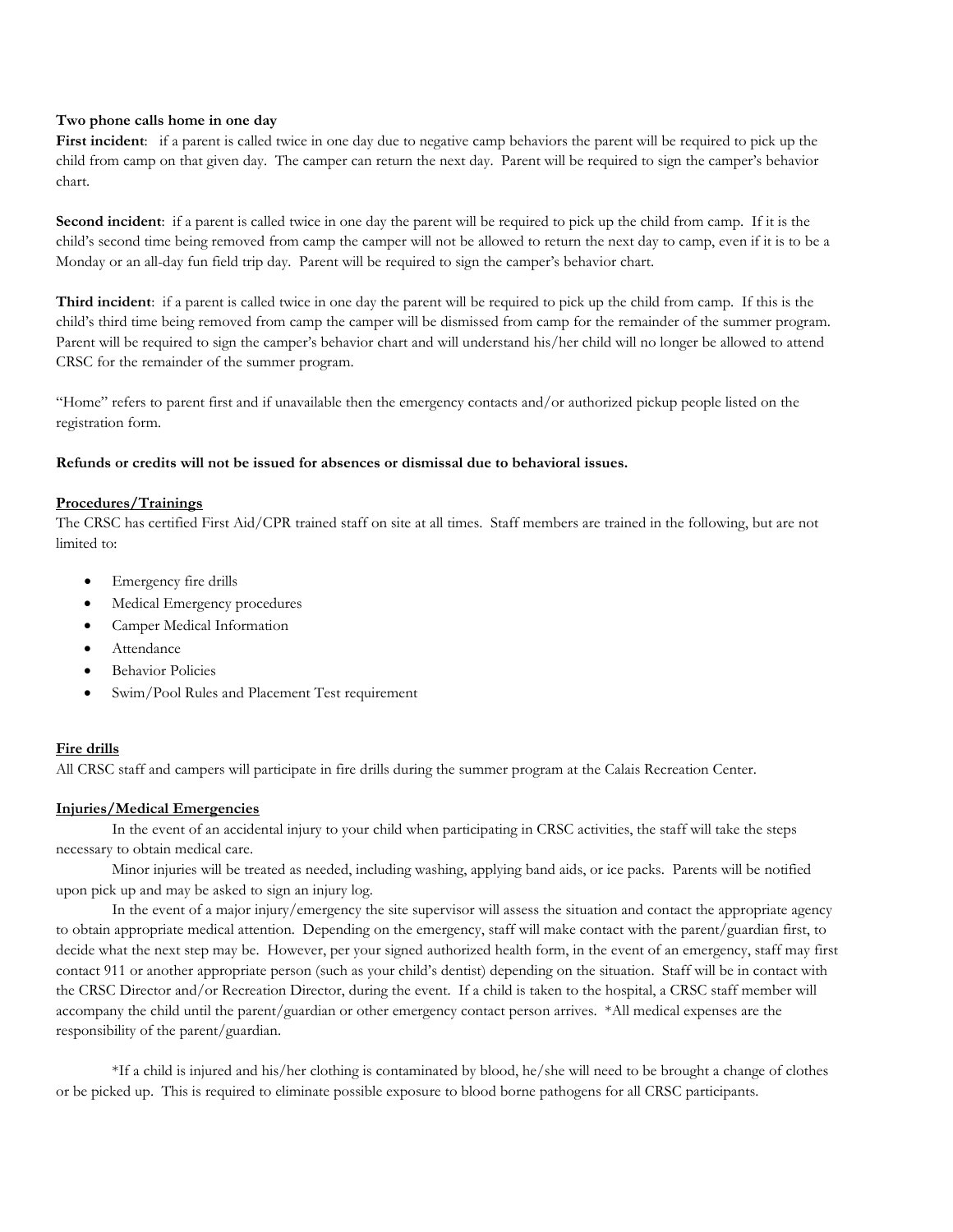**Two phone calls home in one day**

**First incident**: if a parent is called twice in one day due to negative camp behaviors the parent will be required to pick up the child from camp on that given day. The camper can return the next day. Parent will be required to sign the camper's behavior chart.

**Second incident**: if a parent is called twice in one day the parent will be required to pick up the child from camp. If it is the child's second time being removed from camp the camper will not be allowed to return the next day to camp, even if it is to be a Monday or an all-day fun field trip day. Parent will be required to sign the camper's behavior chart.

**Third incident**: if a parent is called twice in one day the parent will be required to pick up the child from camp. If this is the child's third time being removed from camp the camper will be dismissed from camp for the remainder of the summer program. Parent will be required to sign the camper's behavior chart and will understand his/her child will no longer be allowed to attend CRSC for the remainder of the summer program.

"Home" refers to parent first and if unavailable then the emergency contacts and/or authorized pickup people listed on the registration form.

**Refunds or credits will not be issued for absences or dismissal due to behavioral issues.**

**Procedures/Trainings**

The CRSC has certified First Aid/CPR trained staff on site at all times. Staff members are trained in the following, but are not limited to:

- Emergency fire drills
- Medical Emergency procedures
- Camper Medical Information
- Attendance
- Behavior Policies
- Swim/Pool Rules and Placement Test requirement

**Fire drills**

All CRSC staff and campers will participate in fire drills during the summer program at the Calais Recreation Center.

**Injuries/Medical Emergencies**

In the event of an accidental injury to your child when participating in CRSC activities, the staff will take the steps necessary to obtain medical care.

Minor injuries will be treated as needed, including washing, applying band aids, or ice packs. Parents will be notified upon pick up and may be asked to sign an injury log.

In the event of a major injury/emergency the site supervisor will assess the situation and contact the appropriate agency to obtain appropriate medical attention. Depending on the emergency, staff will make contact with the parent/guardian first, to decide what the next step may be. However, per your signed authorized health form, in the event of an emergency, staff may first contact 911 or another appropriate person (such as your child's dentist) depending on the situation. Staff will be in contact with the CRSC Director and/or Recreation Director, during the event. If a child is taken to the hospital, a CRSC staff member will accompany the child until the parent/guardian or other emergency contact person arrives. *All medical expenses are the responsibility of the parent/guardian.

*If a child is injured and his/her clothing is contaminated by blood, he/she will need to be brought a change of clothes or be picked up. This is required to eliminate possible exposure to blood borne pathogens for all CRSC participants.